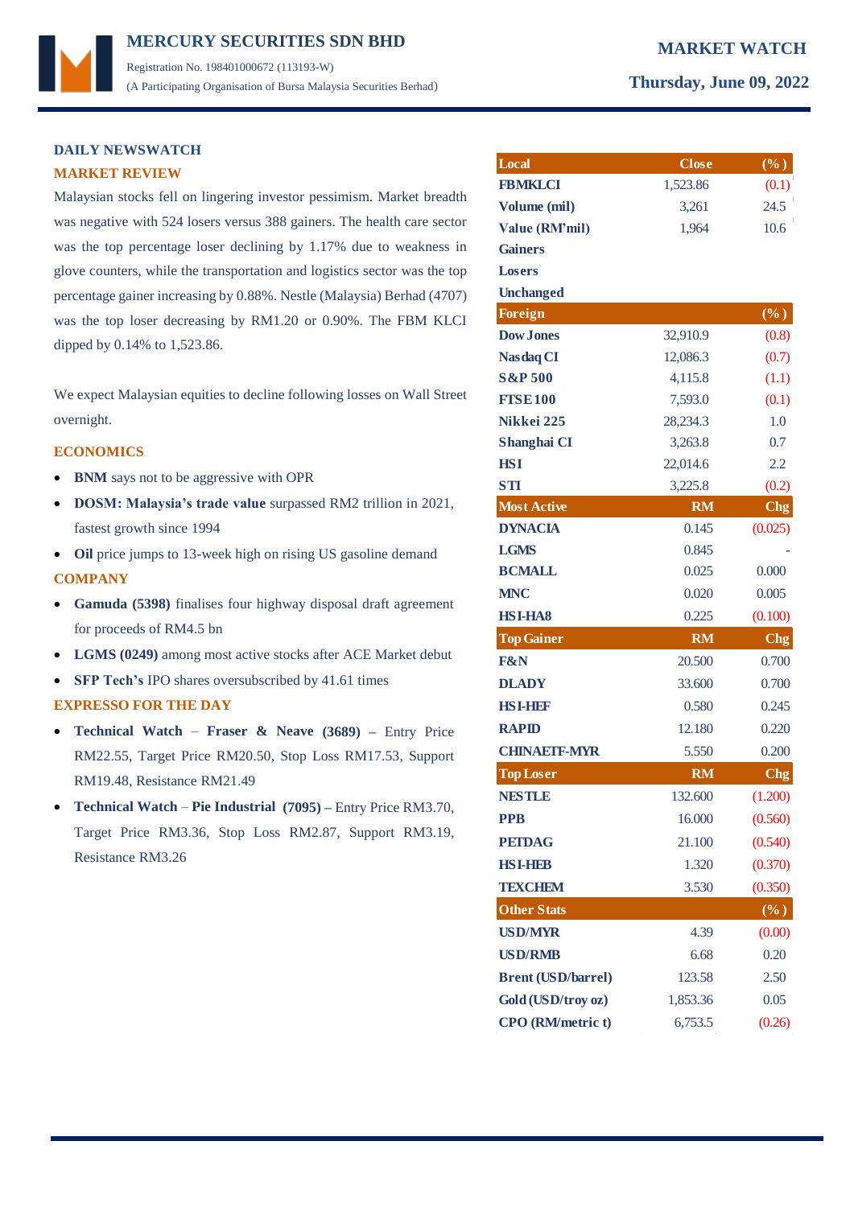# MERCURY SECURITIES SDN BHD

Registration No. 198401000672 (113193-W)
(A Participating Organisation of Bursa Malaysia Securities Berhad)

**MARKET WATCH**

**Thursday, June 09, 2022**

## DAILY NEWSWATCH

### MARKET REVIEW

Malaysian stocks fell on lingering investor pessimism. Market breadth was negative with 524 losers versus 388 gainers. The health care sector was the top percentage loser declining by 1.17% due to weakness in glove counters, while the transportation and logistics sector was the top percentage gainer increasing by 0.88%. Nestle (Malaysia) Berhad (4707) was the top loser decreasing by RM1.20 or 0.90%. The FBM KLCI dipped by 0.14% to 1,523.86.

We expect Malaysian equities to decline following losses on Wall Street overnight.

### ECONOMICS

- **BNM** says not to be aggressive with OPR
- **DOSM: Malaysia's trade value** surpassed RM2 trillion in 2021, fastest growth since 1994
- **Oil** price jumps to 13-week high on rising US gasoline demand

### COMPANY

- **Gamuda (5398)** finalises four highway disposal draft agreement for proceeds of RM4.5 bn
- **LGMS (0249)** among most active stocks after ACE Market debut
- **SFP Tech's** IPO shares oversubscribed by 41.61 times

### EXPRESSO FOR THE DAY

- **Technical Watch – Fraser & Neave (3689) –** Entry Price RM22.55, Target Price RM20.50, Stop Loss RM17.53, Support RM19.48, Resistance RM21.49
- **Technical Watch – Pie Industrial (7095) –** Entry Price RM3.70, Target Price RM3.36, Stop Loss RM2.87, Support RM3.19, Resistance RM3.26

| Local | Close | (%) |
|---|---|---|
| FBMKLCI | 1,523.86 | (0.1) |
| Volume (mil) | 3,261 | 24.5 |
| Value (RM'mil) | 1,964 | 10.6 |
| Gainers | | |
| Losers | | |
| Unchanged | | |
| **Foreign** | | **(%)** |
| Dow Jones | 32,910.9 | (0.8) |
| Nasdaq CI | 12,086.3 | (0.7) |
| S&P 500 | 4,115.8 | (1.1) |
| FTSE 100 | 7,593.0 | (0.1) |
| Nikkei 225 | 28,234.3 | 1.0 |
| Shanghai CI | 3,263.8 | 0.7 |
| HSI | 22,014.6 | 2.2 |
| STI | 3,225.8 | (0.2) |
| **Most Active** | **RM** | **Chg** |
| DYNACIA | 0.145 | (0.025) |
| LGMS | 0.845 | - |
| BCMALL | 0.025 | 0.000 |
| MNC | 0.020 | 0.005 |
| HSI-HA8 | 0.225 | (0.100) |
| **Top Gainer** | **RM** | **Chg** |
| F&N | 20.500 | 0.700 |
| DLADY | 33.600 | 0.700 |
| HSI-HEF | 0.580 | 0.245 |
| RAPID | 12.180 | 0.220 |
| CHINAETF-MYR | 5.550 | 0.200 |
| **Top Loser** | **RM** | **Chg** |
| NESTLE | 132.600 | (1.200) |
| PPB | 16.000 | (0.560) |
| PETDAG | 21.100 | (0.540) |
| HSI-HEB | 1.320 | (0.370) |
| TEXCHEM | 3.530 | (0.350) |
| **Other Stats** | | **(%)** |
| USD/MYR | 4.39 | (0.00) |
| USD/RMB | 6.68 | 0.20 |
| Brent (USD/barrel) | 123.58 | 2.50 |
| Gold (USD/troy oz) | 1,853.36 | 0.05 |
| CPO (RM/metric t) | 6,753.5 | (0.26) |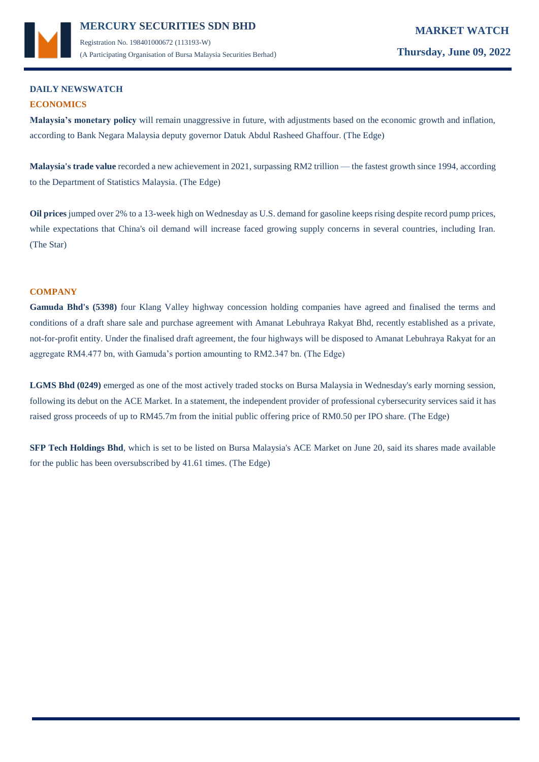## DAILY NEWSWATCH

### ECONOMICS

**Malaysia's monetary policy** will remain unaggressive in future, with adjustments based on the economic growth and inflation, according to Bank Negara Malaysia deputy governor Datuk Abdul Rasheed Ghaffour. (The Edge)

**Malaysia's trade value** recorded a new achievement in 2021, surpassing RM2 trillion — the fastest growth since 1994, according to the Department of Statistics Malaysia. (The Edge)

**Oil prices** jumped over 2% to a 13-week high on Wednesday as U.S. demand for gasoline keeps rising despite record pump prices, while expectations that China's oil demand will increase faced growing supply concerns in several countries, including Iran. (The Star)

### COMPANY

**Gamuda Bhd's (5398)** four Klang Valley highway concession holding companies have agreed and finalised the terms and conditions of a draft share sale and purchase agreement with Amanat Lebuhraya Rakyat Bhd, recently established as a private, not-for-profit entity. Under the finalised draft agreement, the four highways will be disposed to Amanat Lebuhraya Rakyat for an aggregate RM4.477 bn, with Gamuda's portion amounting to RM2.347 bn. (The Edge)

**LGMS Bhd (0249)** emerged as one of the most actively traded stocks on Bursa Malaysia in Wednesday's early morning session, following its debut on the ACE Market. In a statement, the independent provider of professional cybersecurity services said it has raised gross proceeds of up to RM45.7m from the initial public offering price of RM0.50 per IPO share. (The Edge)

**SFP Tech Holdings Bhd**, which is set to be listed on Bursa Malaysia's ACE Market on June 20, said its shares made available for the public has been oversubscribed by 41.61 times. (The Edge)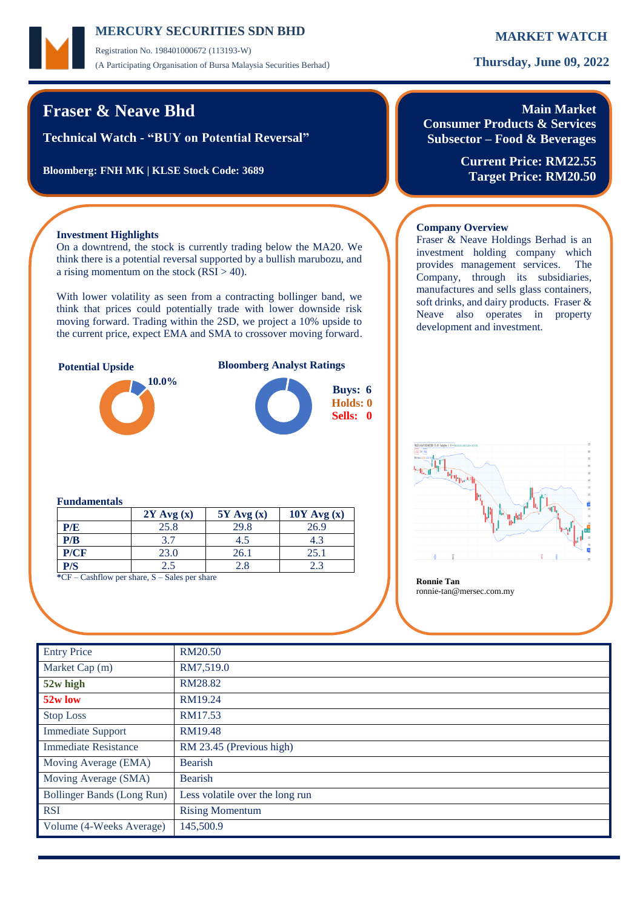# MERCURY SECURITIES SDN BHD

Registration No. 198401000672 (113193-W)
(A Participating Organisation of Bursa Malaysia Securities Berhad)

**MARKET WATCH**

**Thursday, June 09, 2022**

## Fraser & Neave Bhd

**Technical Watch - "BUY on Potential Reversal"**

**Bloomberg: FNH MK | KLSE Stock Code: 3689**

**Main Market**
**Consumer Products & Services**
**Subsector – Food & Beverages**

**Current Price: RM22.55**
**Target Price: RM20.50**

### Investment Highlights

On a downtrend, the stock is currently trading below the MA20. We think there is a potential reversal supported by a bullish marubozu, and a rising momentum on the stock (RSI > 40).

With lower volatility as seen from a contracting bollinger band, we think that prices could potentially trade with lower downside risk moving forward. Trading within the 2SD, we project a 10% upside to the current price, expect EMA and SMA to crossover moving forward.

**Potential Upside**

10.0%

**Bloomberg Analyst Ratings**

Buys: 6
Holds: 0
Sells: 0

### Company Overview

Fraser & Neave Holdings Berhad is an investment holding company which provides management services. The Company, through its subsidiaries, manufactures and sells glass containers, soft drinks, and dairy products. Fraser & Neave also operates in property development and investment.

### Fundamentals

| | 2Y Avg (x) | 5Y Avg (x) | 10Y Avg (x) |
|---|---|---|---|
| P/E | 25.8 | 29.8 | 26.9 |
| P/B | 3.7 | 4.5 | 4.3 |
| P/CF | 23.0 | 26.1 | 25.1 |
| P/S | 2.5 | 2.8 | 2.3 |

*CF – Cashflow per share, S – Sales per share

**Ronnie Tan**
ronnie-tan@mersec.com.my

| Entry Price | RM20.50 |
|---|---|
| Market Cap (m) | RM7,519.0 |
| **52w high** | RM28.82 |
| **52w low** | RM19.24 |
| Stop Loss | RM17.53 |
| Immediate Support | RM19.48 |
| Immediate Resistance | RM 23.45 (Previous high) |
| Moving Average (EMA) | Bearish |
| Moving Average (SMA) | Bearish |
| Bollinger Bands (Long Run) | Less volatile over the long run |
| RSI | Rising Momentum |
| Volume (4-Weeks Average) | 145,500.9 |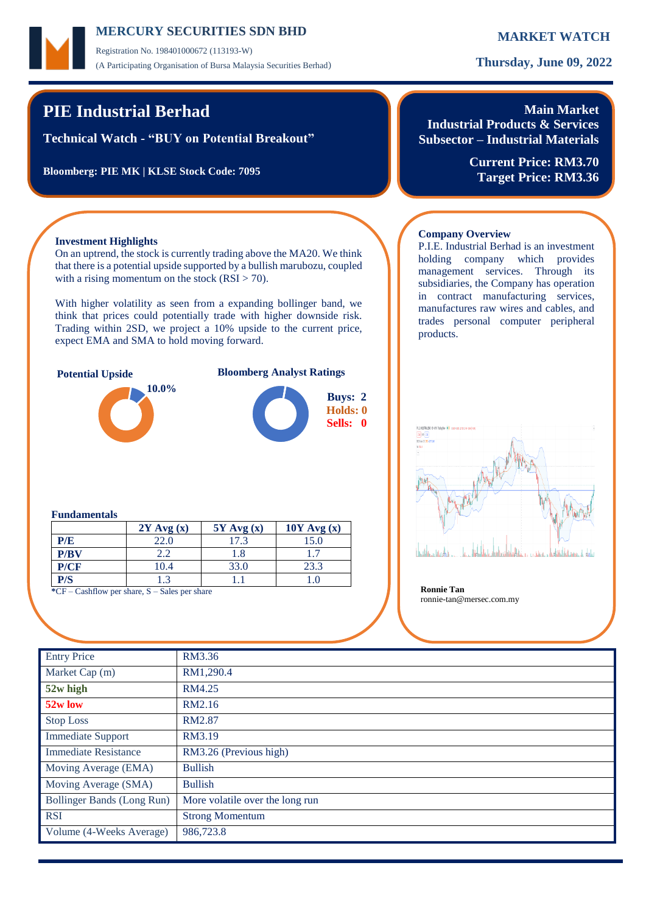# PIE Industrial Berhad

**Technical Watch - "BUY on Potential Breakout"**

**Bloomberg: PIE MK | KLSE Stock Code: 7095**

**Main Market**
**Industrial Products & Services**
**Subsector – Industrial Materials**

**Current Price: RM3.70**
**Target Price: RM3.36**

### Investment Highlights

On an uptrend, the stock is currently trading above the MA20. We think that there is a potential upside supported by a bullish marubozu, coupled with a rising momentum on the stock (RSI > 70).

With higher volatility as seen from a expanding bollinger band, we think that prices could potentially trade with higher downside risk. Trading within 2SD, we project a 10% upside to the current price, expect EMA and SMA to hold moving forward.

**Potential Upside**

10.0%

**Bloomberg Analyst Ratings**

**Buys: 2**
**Holds: 0**
**Sells: 0**

### Fundamentals

| | 2Y Avg (x) | 5Y Avg (x) | 10Y Avg (x) |
|---|---|---|---|
| **P/E** | 22.0 | 17.3 | 15.0 |
| **P/BV** | 2.2 | 1.8 | 1.7 |
| **P/CF** | 10.4 | 33.0 | 23.3 |
| **P/S** | 1.3 | 1.1 | 1.0 |

***CF** – Cashflow per share, S – Sales per share

### Company Overview

P.I.E. Industrial Berhad is an investment holding company which provides management services. Through its subsidiaries, the Company has operation in contract manufacturing services, manufactures raw wires and cables, and trades personal computer peripheral products.

**Ronnie Tan**
ronnie-tan@mersec.com.my

| | |
|---|---|
| Entry Price | RM3.36 |
| Market Cap (m) | RM1,290.4 |
| **52w high** | RM4.25 |
| **52w low** | RM2.16 |
| Stop Loss | RM2.87 |
| Immediate Support | RM3.19 |
| Immediate Resistance | RM3.26 (Previous high) |
| Moving Average (EMA) | Bullish |
| Moving Average (SMA) | Bullish |
| Bollinger Bands (Long Run) | More volatile over the long run |
| RSI | Strong Momentum |
| Volume (4-Weeks Average) | 986,723.8 |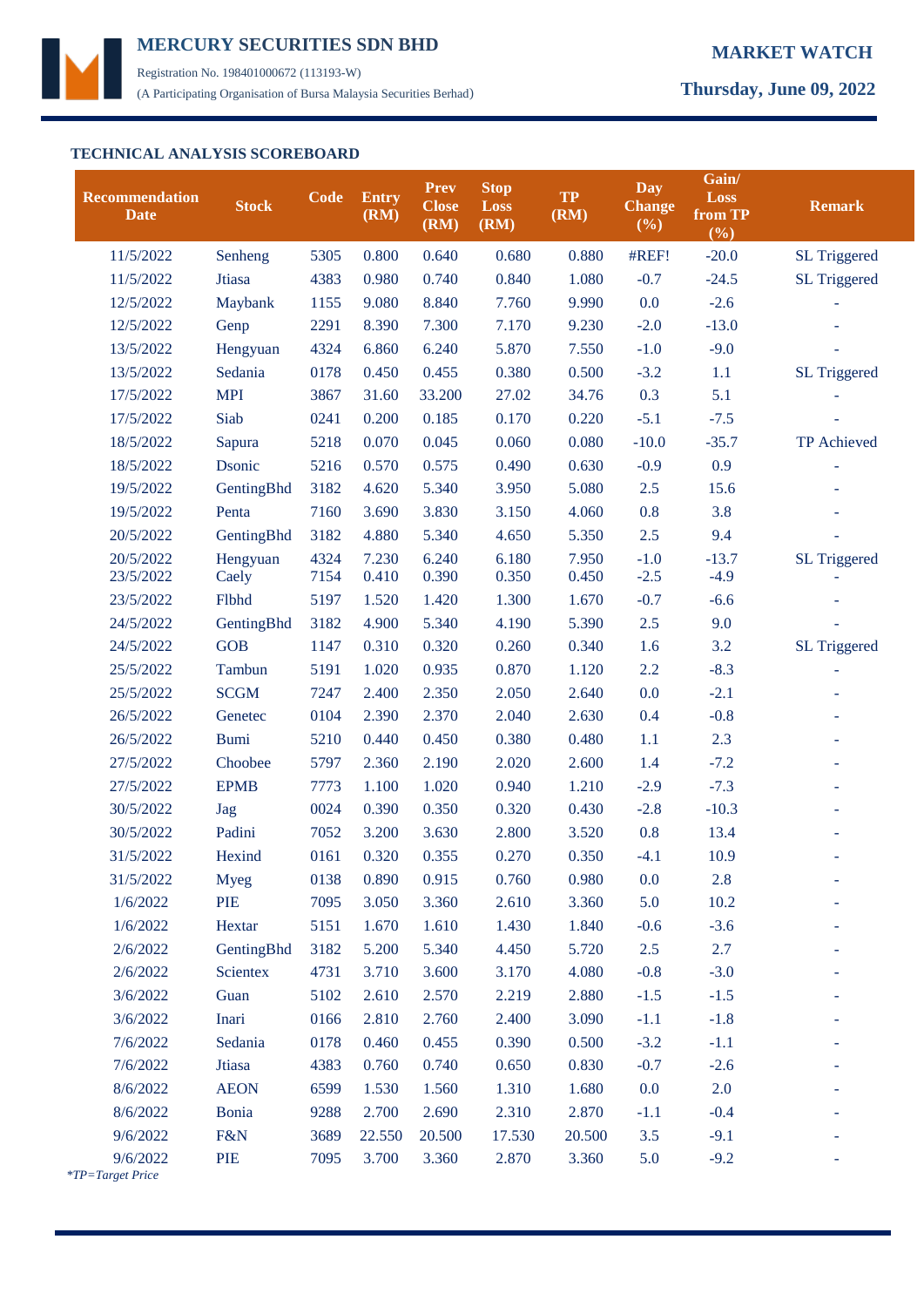# MERCURY SECURITIES SDN BHD

Registration No. 198401000672 (113193-W)

(A Participating Organisation of Bursa Malaysia Securities Berhad)

**MARKET WATCH**

**Thursday, June 09, 2022**

## TECHNICAL ANALYSIS SCOREBOARD

| Recommendation Date | Stock | Code | Entry (RM) | Prev Close (RM) | Stop Loss (RM) | TP (RM) | Day Change (%) | Gain/ Loss from TP (%) | Remark |
|---|---|---|---|---|---|---|---|---|---|
| 11/5/2022 | Senheng | 5305 | 0.800 | 0.640 | 0.680 | 0.880 | #REF! | -20.0 | SL Triggered |
| 11/5/2022 | Jtiasa | 4383 | 0.980 | 0.740 | 0.840 | 1.080 | -0.7 | -24.5 | SL Triggered |
| 12/5/2022 | Maybank | 1155 | 9.080 | 8.840 | 7.760 | 9.990 | 0.0 | -2.6 | - |
| 12/5/2022 | Genp | 2291 | 8.390 | 7.300 | 7.170 | 9.230 | -2.0 | -13.0 | - |
| 13/5/2022 | Hengyuan | 4324 | 6.860 | 6.240 | 5.870 | 7.550 | -1.0 | -9.0 | - |
| 13/5/2022 | Sedania | 0178 | 0.450 | 0.455 | 0.380 | 0.500 | -3.2 | 1.1 | SL Triggered |
| 17/5/2022 | MPI | 3867 | 31.60 | 33.200 | 27.02 | 34.76 | 0.3 | 5.1 | - |
| 17/5/2022 | Siab | 0241 | 0.200 | 0.185 | 0.170 | 0.220 | -5.1 | -7.5 | - |
| 18/5/2022 | Sapura | 5218 | 0.070 | 0.045 | 0.060 | 0.080 | -10.0 | -35.7 | TP Achieved |
| 18/5/2022 | Dsonic | 5216 | 0.570 | 0.575 | 0.490 | 0.630 | -0.9 | 0.9 | - |
| 19/5/2022 | GentingBhd | 3182 | 4.620 | 5.340 | 3.950 | 5.080 | 2.5 | 15.6 | - |
| 19/5/2022 | Penta | 7160 | 3.690 | 3.830 | 3.150 | 4.060 | 0.8 | 3.8 | - |
| 20/5/2022 | GentingBhd | 3182 | 4.880 | 5.340 | 4.650 | 5.350 | 2.5 | 9.4 | - |
| 20/5/2022 | Hengyuan | 4324 | 7.230 | 6.240 | 6.180 | 7.950 | -1.0 | -13.7 | SL Triggered |
| 23/5/2022 | Caely | 7154 | 0.410 | 0.390 | 0.350 | 0.450 | -2.5 | -4.9 | - |
| 23/5/2022 | Flbhd | 5197 | 1.520 | 1.420 | 1.300 | 1.670 | -0.7 | -6.6 | - |
| 24/5/2022 | GentingBhd | 3182 | 4.900 | 5.340 | 4.190 | 5.390 | 2.5 | 9.0 | - |
| 24/5/2022 | GOB | 1147 | 0.310 | 0.320 | 0.260 | 0.340 | 1.6 | 3.2 | SL Triggered |
| 25/5/2022 | Tambun | 5191 | 1.020 | 0.935 | 0.870 | 1.120 | 2.2 | -8.3 | - |
| 25/5/2022 | SCGM | 7247 | 2.400 | 2.350 | 2.050 | 2.640 | 0.0 | -2.1 | - |
| 26/5/2022 | Genetec | 0104 | 2.390 | 2.370 | 2.040 | 2.630 | 0.4 | -0.8 | - |
| 26/5/2022 | Bumi | 5210 | 0.440 | 0.450 | 0.380 | 0.480 | 1.1 | 2.3 | - |
| 27/5/2022 | Choobee | 5797 | 2.360 | 2.190 | 2.020 | 2.600 | 1.4 | -7.2 | - |
| 27/5/2022 | EPMB | 7773 | 1.100 | 1.020 | 0.940 | 1.210 | -2.9 | -7.3 | - |
| 30/5/2022 | Jag | 0024 | 0.390 | 0.350 | 0.320 | 0.430 | -2.8 | -10.3 | - |
| 30/5/2022 | Padini | 7052 | 3.200 | 3.630 | 2.800 | 3.520 | 0.8 | 13.4 | - |
| 31/5/2022 | Hexind | 0161 | 0.320 | 0.355 | 0.270 | 0.350 | -4.1 | 10.9 | - |
| 31/5/2022 | Myeg | 0138 | 0.890 | 0.915 | 0.760 | 0.980 | 0.0 | 2.8 | - |
| 1/6/2022 | PIE | 7095 | 3.050 | 3.360 | 2.610 | 3.360 | 5.0 | 10.2 | - |
| 1/6/2022 | Hextar | 5151 | 1.670 | 1.610 | 1.430 | 1.840 | -0.6 | -3.6 | - |
| 2/6/2022 | GentingBhd | 3182 | 5.200 | 5.340 | 4.450 | 5.720 | 2.5 | 2.7 | - |
| 2/6/2022 | Scientex | 4731 | 3.710 | 3.600 | 3.170 | 4.080 | -0.8 | -3.0 | - |
| 3/6/2022 | Guan | 5102 | 2.610 | 2.570 | 2.219 | 2.880 | -1.5 | -1.5 | - |
| 3/6/2022 | Inari | 0166 | 2.810 | 2.760 | 2.400 | 3.090 | -1.1 | -1.8 | - |
| 7/6/2022 | Sedania | 0178 | 0.460 | 0.455 | 0.390 | 0.500 | -3.2 | -1.1 | - |
| 7/6/2022 | Jtiasa | 4383 | 0.760 | 0.740 | 0.650 | 0.830 | -0.7 | -2.6 | - |
| 8/6/2022 | AEON | 6599 | 1.530 | 1.560 | 1.310 | 1.680 | 0.0 | 2.0 | - |
| 8/6/2022 | Bonia | 9288 | 2.700 | 2.690 | 2.310 | 2.870 | -1.1 | -0.4 | - |
| 9/6/2022 | F&N | 3689 | 22.550 | 20.500 | 17.530 | 20.500 | 3.5 | -9.1 | - |
| 9/6/2022 | PIE | 7095 | 3.700 | 3.360 | 2.870 | 3.360 | 5.0 | -9.2 | - |

*TP=Target Price*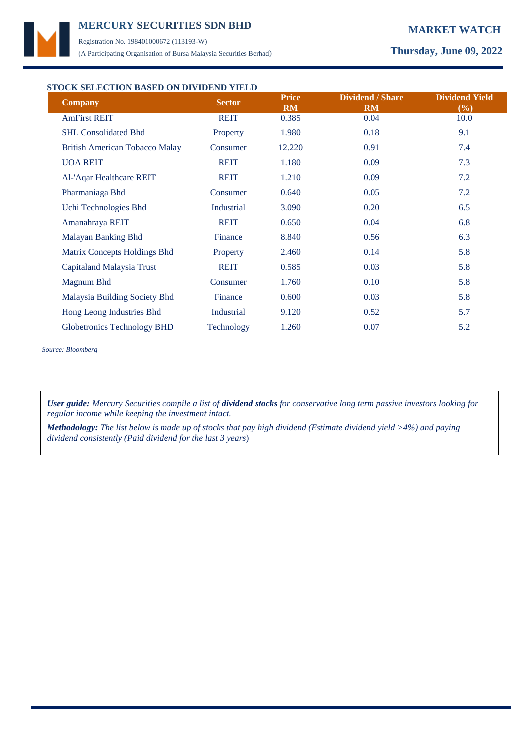## STOCK SELECTION BASED ON DIVIDEND YIELD

| Company | Sector | Price RM | Dividend / Share RM | Dividend Yield (%) |
|---|---|---|---|---|
| AmFirst REIT | REIT | 0.385 | 0.04 | 10.0 |
| SHL Consolidated Bhd | Property | 1.980 | 0.18 | 9.1 |
| British American Tobacco Malay | Consumer | 12.220 | 0.91 | 7.4 |
| UOA REIT | REIT | 1.180 | 0.09 | 7.3 |
| Al-'Aqar Healthcare REIT | REIT | 1.210 | 0.09 | 7.2 |
| Pharmaniaga Bhd | Consumer | 0.640 | 0.05 | 7.2 |
| Uchi Technologies Bhd | Industrial | 3.090 | 0.20 | 6.5 |
| Amanahraya REIT | REIT | 0.650 | 0.04 | 6.8 |
| Malayan Banking Bhd | Finance | 8.840 | 0.56 | 6.3 |
| Matrix Concepts Holdings Bhd | Property | 2.460 | 0.14 | 5.8 |
| Capitaland Malaysia Trust | REIT | 0.585 | 0.03 | 5.8 |
| Magnum Bhd | Consumer | 1.760 | 0.10 | 5.8 |
| Malaysia Building Society Bhd | Finance | 0.600 | 0.03 | 5.8 |
| Hong Leong Industries Bhd | Industrial | 9.120 | 0.52 | 5.7 |
| Globetronics Technology BHD | Technology | 1.260 | 0.07 | 5.2 |

*Source: Bloomberg*

***User guide:*** *Mercury Securities compile a list of* ***dividend stocks*** *for conservative long term passive investors looking for regular income while keeping the investment intact.*

***Methodology:*** *The list below is made up of stocks that pay high dividend (Estimate dividend yield >4%) and paying dividend consistently (Paid dividend for the last 3 years)*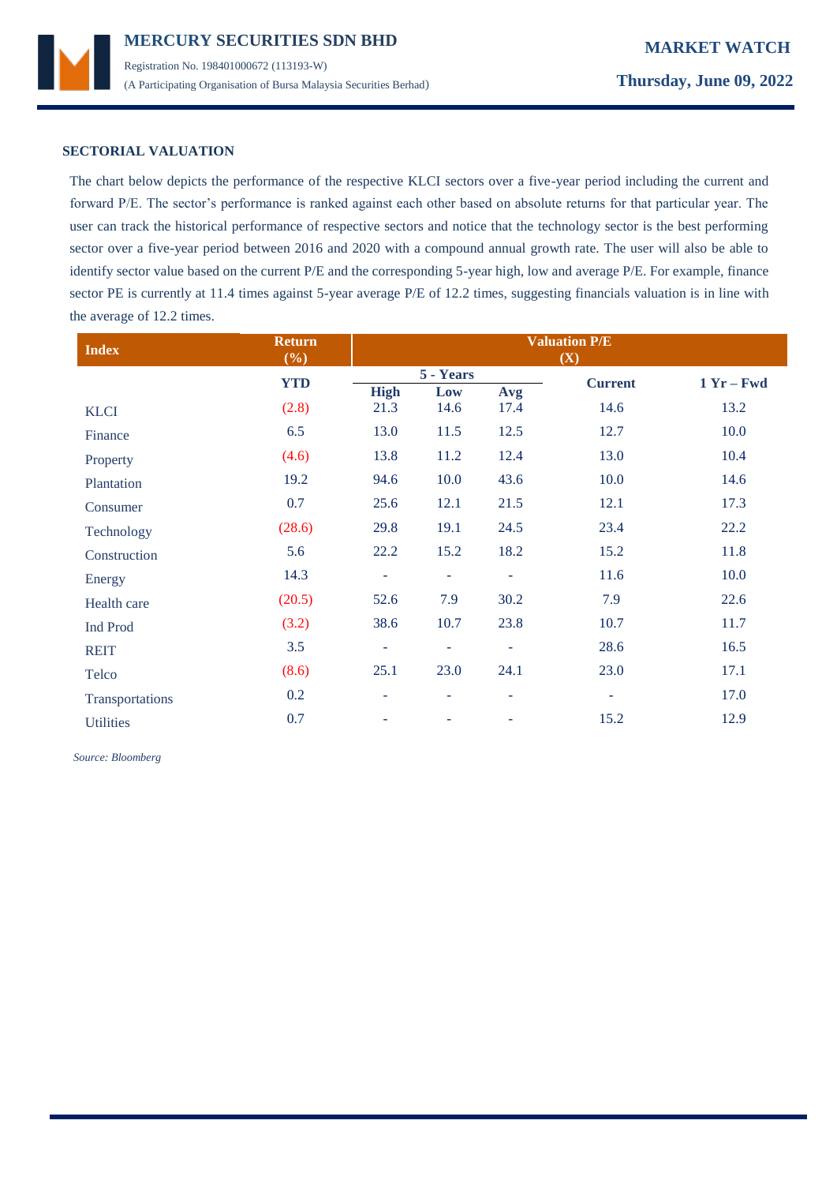## SECTORIAL VALUATION

The chart below depicts the performance of the respective KLCI sectors over a five-year period including the current and forward P/E. The sector's performance is ranked against each other based on absolute returns for that particular year. The user can track the historical performance of respective sectors and notice that the technology sector is the best performing sector over a five-year period between 2016 and 2020 with a compound annual growth rate. The user will also be able to identify sector value based on the current P/E and the corresponding 5-year high, low and average P/E. For example, finance sector PE is currently at 11.4 times against 5-year average P/E of 12.2 times, suggesting financials valuation is in line with the average of 12.2 times.

| Index | Return (%) | Valuation P/E (X) | | | | |
|---|---|---|---|---|---|---|
| | | 5 - Years | | | | |
| | YTD | High | Low | Avg | Current | 1 Yr – Fwd |
| KLCI | (2.8) | 21.3 | 14.6 | 17.4 | 14.6 | 13.2 |
| Finance | 6.5 | 13.0 | 11.5 | 12.5 | 12.7 | 10.0 |
| Property | (4.6) | 13.8 | 11.2 | 12.4 | 13.0 | 10.4 |
| Plantation | 19.2 | 94.6 | 10.0 | 43.6 | 10.0 | 14.6 |
| Consumer | 0.7 | 25.6 | 12.1 | 21.5 | 12.1 | 17.3 |
| Technology | (28.6) | 29.8 | 19.1 | 24.5 | 23.4 | 22.2 |
| Construction | 5.6 | 22.2 | 15.2 | 18.2 | 15.2 | 11.8 |
| Energy | 14.3 | - | - | - | 11.6 | 10.0 |
| Health care | (20.5) | 52.6 | 7.9 | 30.2 | 7.9 | 22.6 |
| Ind Prod | (3.2) | 38.6 | 10.7 | 23.8 | 10.7 | 11.7 |
| REIT | 3.5 | - | - | - | 28.6 | 16.5 |
| Telco | (8.6) | 25.1 | 23.0 | 24.1 | 23.0 | 17.1 |
| Transportations | 0.2 | - | - | - | - | 17.0 |
| Utilities | 0.7 | - | - | - | 15.2 | 12.9 |

*Source: Bloomberg*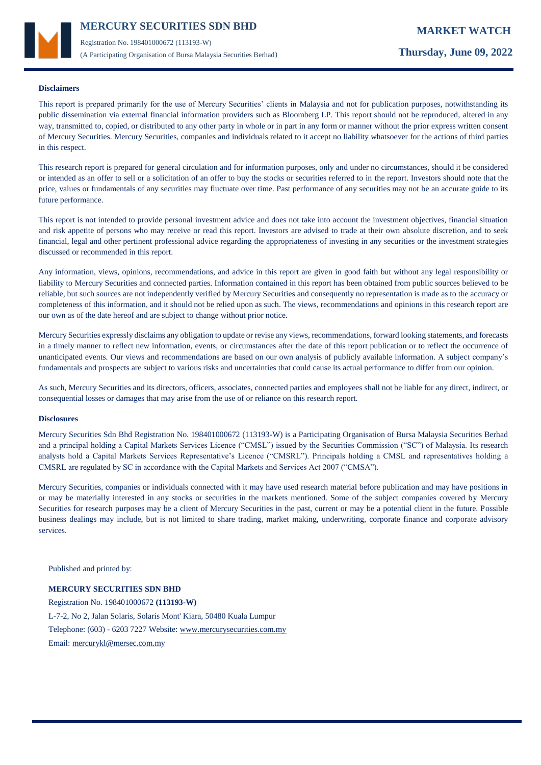**Disclaimers**

This report is prepared primarily for the use of Mercury Securities' clients in Malaysia and not for publication purposes, notwithstanding its public dissemination via external financial information providers such as Bloomberg LP. This report should not be reproduced, altered in any way, transmitted to, copied, or distributed to any other party in whole or in part in any form or manner without the prior express written consent of Mercury Securities. Mercury Securities, companies and individuals related to it accept no liability whatsoever for the actions of third parties in this respect.

This research report is prepared for general circulation and for information purposes, only and under no circumstances, should it be considered or intended as an offer to sell or a solicitation of an offer to buy the stocks or securities referred to in the report. Investors should note that the price, values or fundamentals of any securities may fluctuate over time. Past performance of any securities may not be an accurate guide to its future performance.

This report is not intended to provide personal investment advice and does not take into account the investment objectives, financial situation and risk appetite of persons who may receive or read this report. Investors are advised to trade at their own absolute discretion, and to seek financial, legal and other pertinent professional advice regarding the appropriateness of investing in any securities or the investment strategies discussed or recommended in this report.

Any information, views, opinions, recommendations, and advice in this report are given in good faith but without any legal responsibility or liability to Mercury Securities and connected parties. Information contained in this report has been obtained from public sources believed to be reliable, but such sources are not independently verified by Mercury Securities and consequently no representation is made as to the accuracy or completeness of this information, and it should not be relied upon as such. The views, recommendations and opinions in this research report are our own as of the date hereof and are subject to change without prior notice.

Mercury Securities expressly disclaims any obligation to update or revise any views, recommendations, forward looking statements, and forecasts in a timely manner to reflect new information, events, or circumstances after the date of this report publication or to reflect the occurrence of unanticipated events. Our views and recommendations are based on our own analysis of publicly available information. A subject company's fundamentals and prospects are subject to various risks and uncertainties that could cause its actual performance to differ from our opinion.

As such, Mercury Securities and its directors, officers, associates, connected parties and employees shall not be liable for any direct, indirect, or consequential losses or damages that may arise from the use of or reliance on this research report.

**Disclosures**

Mercury Securities Sdn Bhd Registration No. 198401000672 (113193-W) is a Participating Organisation of Bursa Malaysia Securities Berhad and a principal holding a Capital Markets Services Licence ("CMSL") issued by the Securities Commission ("SC") of Malaysia. Its research analysts hold a Capital Markets Services Representative's Licence ("CMSRL"). Principals holding a CMSL and representatives holding a CMSRL are regulated by SC in accordance with the Capital Markets and Services Act 2007 ("CMSA").

Mercury Securities, companies or individuals connected with it may have used research material before publication and may have positions in or may be materially interested in any stocks or securities in the markets mentioned. Some of the subject companies covered by Mercury Securities for research purposes may be a client of Mercury Securities in the past, current or may be a potential client in the future. Possible business dealings may include, but is not limited to share trading, market making, underwriting, corporate finance and corporate advisory services.

Published and printed by:

**MERCURY SECURITIES SDN BHD**
Registration No. 198401000672 **(113193-W)**
L-7-2, No 2, Jalan Solaris, Solaris Mont' Kiara, 50480 Kuala Lumpur
Telephone: (603) - 6203 7227 Website: www.mercurysecurities.com.my
Email: mercurykl@mersec.com.my